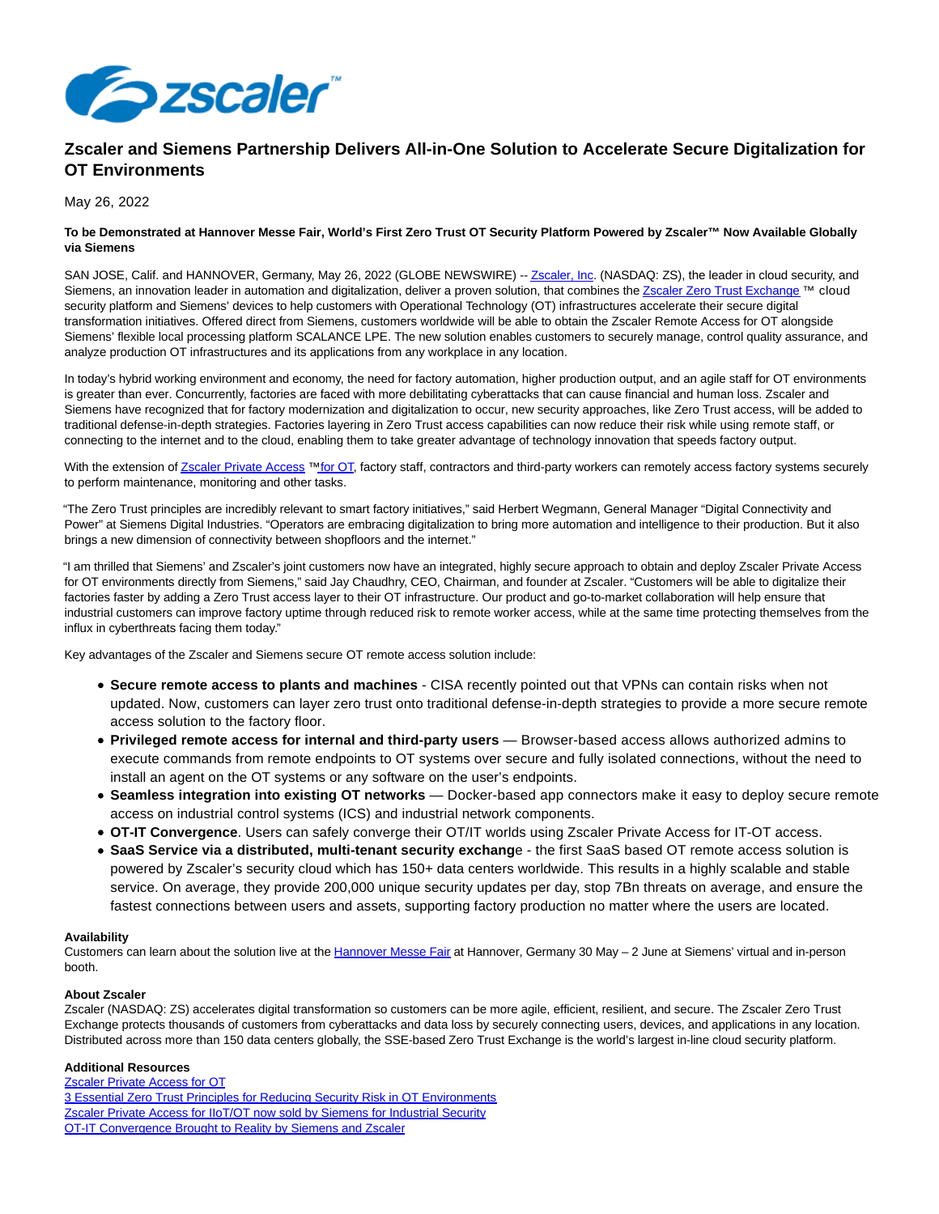# Zscaler and Siemens Partnership Delivers All-in-One Solution to Accelerate Secure Digitalization for OT Environments

May 26, 2022

**To be Demonstrated at Hannover Messe Fair, World's First Zero Trust OT Security Platform Powered by Zscaler™ Now Available Globally via Siemens**

SAN JOSE, Calif. and HANNOVER, Germany, May 26, 2022 (GLOBE NEWSWIRE) -- Zscaler, Inc. (NASDAQ: ZS), the leader in cloud security, and Siemens, an innovation leader in automation and digitalization, deliver a proven solution, that combines the Zscaler Zero Trust Exchange ™ cloud security platform and Siemens' devices to help customers with Operational Technology (OT) infrastructures accelerate their secure digital transformation initiatives. Offered direct from Siemens, customers worldwide will be able to obtain the Zscaler Remote Access for OT alongside Siemens' flexible local processing platform SCALANCE LPE. The new solution enables customers to securely manage, control quality assurance, and analyze production OT infrastructures and its applications from any workplace in any location.

In today's hybrid working environment and economy, the need for factory automation, higher production output, and an agile staff for OT environments is greater than ever. Concurrently, factories are faced with more debilitating cyberattacks that can cause financial and human loss. Zscaler and Siemens have recognized that for factory modernization and digitalization to occur, new security approaches, like Zero Trust access, will be added to traditional defense-in-depth strategies. Factories layering in Zero Trust access capabilities can now reduce their risk while using remote staff, or connecting to the internet and to the cloud, enabling them to take greater advantage of technology innovation that speeds factory output.

With the extension of Zscaler Private Access ™for OT, factory staff, contractors and third-party workers can remotely access factory systems securely to perform maintenance, monitoring and other tasks.

"The Zero Trust principles are incredibly relevant to smart factory initiatives," said Herbert Wegmann, General Manager "Digital Connectivity and Power" at Siemens Digital Industries. "Operators are embracing digitalization to bring more automation and intelligence to their production. But it also brings a new dimension of connectivity between shopfloors and the internet."

"I am thrilled that Siemens' and Zscaler's joint customers now have an integrated, highly secure approach to obtain and deploy Zscaler Private Access for OT environments directly from Siemens," said Jay Chaudhry, CEO, Chairman, and founder at Zscaler. "Customers will be able to digitalize their factories faster by adding a Zero Trust access layer to their OT infrastructure. Our product and go-to-market collaboration will help ensure that industrial customers can improve factory uptime through reduced risk to remote worker access, while at the same time protecting themselves from the influx in cyberthreats facing them today."

Key advantages of the Zscaler and Siemens secure OT remote access solution include:

- **Secure remote access to plants and machines** - CISA recently pointed out that VPNs can contain risks when not updated. Now, customers can layer zero trust onto traditional defense-in-depth strategies to provide a more secure remote access solution to the factory floor.
- **Privileged remote access for internal and third-party users** — Browser-based access allows authorized admins to execute commands from remote endpoints to OT systems over secure and fully isolated connections, without the need to install an agent on the OT systems or any software on the user's endpoints.
- **Seamless integration into existing OT networks** — Docker-based app connectors make it easy to deploy secure remote access on industrial control systems (ICS) and industrial network components.
- **OT-IT Convergence**. Users can safely converge their OT/IT worlds using Zscaler Private Access for IT-OT access.
- **SaaS Service via a distributed, multi-tenant security exchang**e - the first SaaS based OT remote access solution is powered by Zscaler's security cloud which has 150+ data centers worldwide. This results in a highly scalable and stable service. On average, they provide 200,000 unique security updates per day, stop 7Bn threats on average, and ensure the fastest connections between users and assets, supporting factory production no matter where the users are located.

**Availability**
Customers can learn about the solution live at the Hannover Messe Fair at Hannover, Germany 30 May – 2 June at Siemens' virtual and in-person booth.

**About Zscaler**
Zscaler (NASDAQ: ZS) accelerates digital transformation so customers can be more agile, efficient, resilient, and secure. The Zscaler Zero Trust Exchange protects thousands of customers from cyberattacks and data loss by securely connecting users, devices, and applications in any location. Distributed across more than 150 data centers globally, the SSE-based Zero Trust Exchange is the world's largest in-line cloud security platform.

**Additional Resources**
Zscaler Private Access for OT
3 Essential Zero Trust Principles for Reducing Security Risk in OT Environments
Zscaler Private Access for IIoT/OT now sold by Siemens for Industrial Security
OT-IT Convergence Brought to Reality by Siemens and Zscaler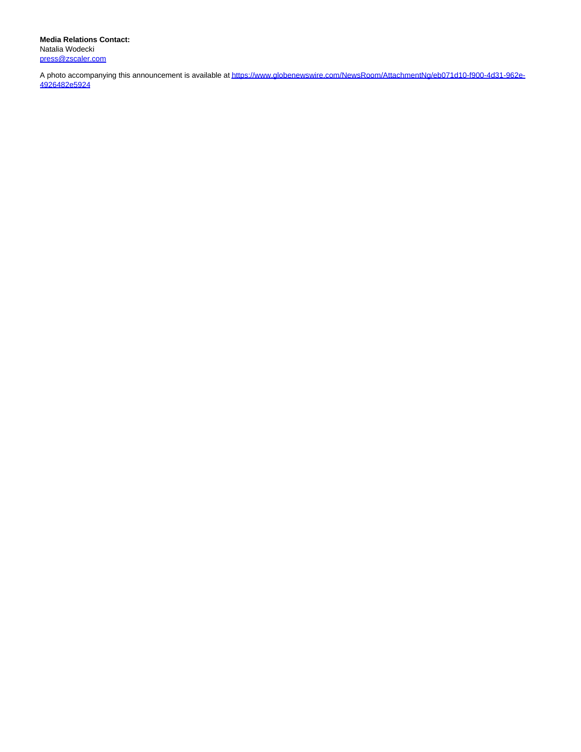**Media Relations Contact:**
Natalia Wodecki
press@zscaler.com

A photo accompanying this announcement is available at https://www.globenewswire.com/NewsRoom/AttachmentNg/eb071d10-f900-4d31-962e-4926482e5924